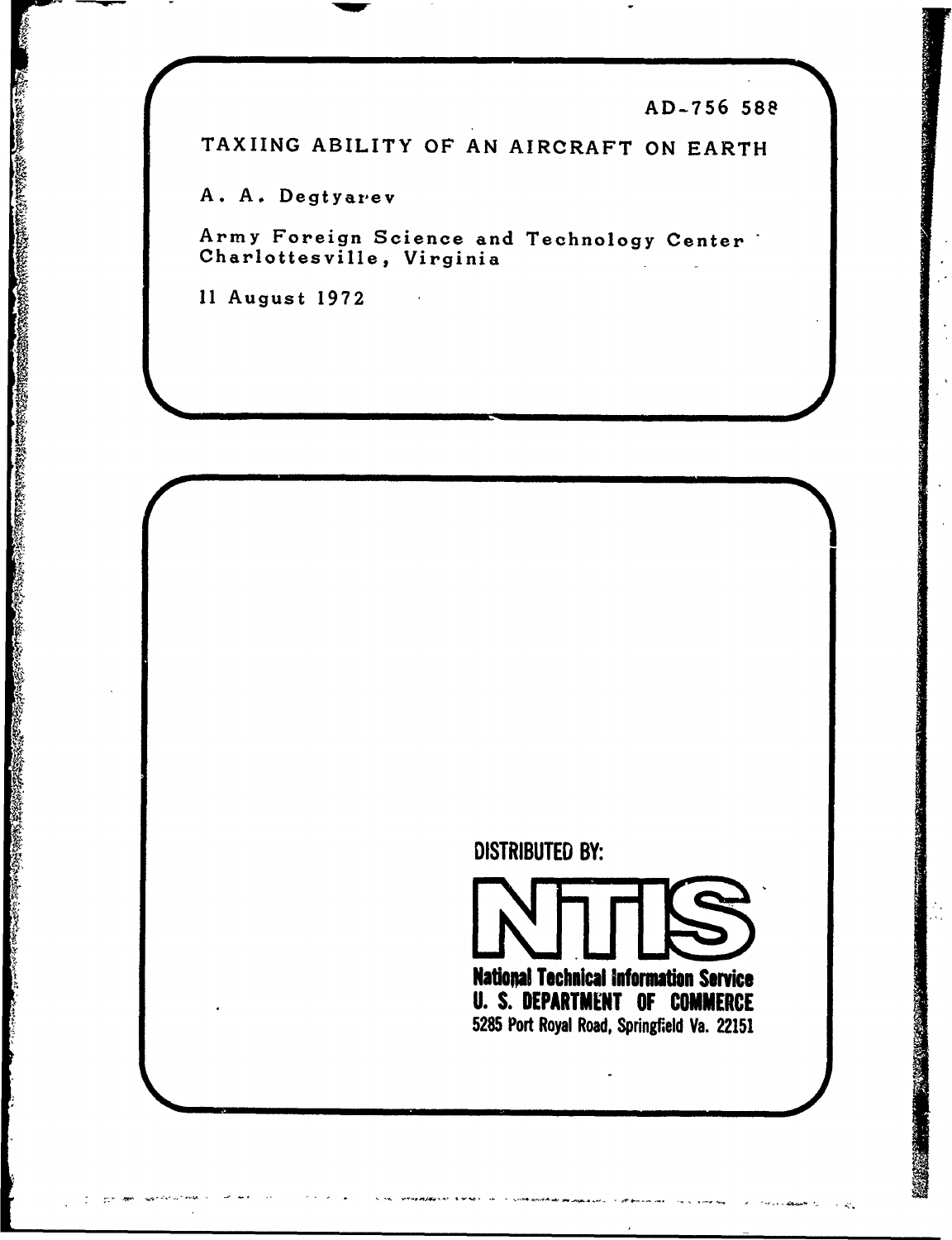AD-756 588

# TAXIING ABILITY OF AN AIRCRAFT ON EARTH

A. A. Degtyarev

Army Foreign Science and Technology Center
Charlottesville, Virginia

11 August 1972

**DISTRIBUTED BY:**

**NTIS**

**National Technical Information Service**
**U. S. DEPARTMENT OF COMMERCE**
**5285 Port Royal Road, Springfield Va. 22151**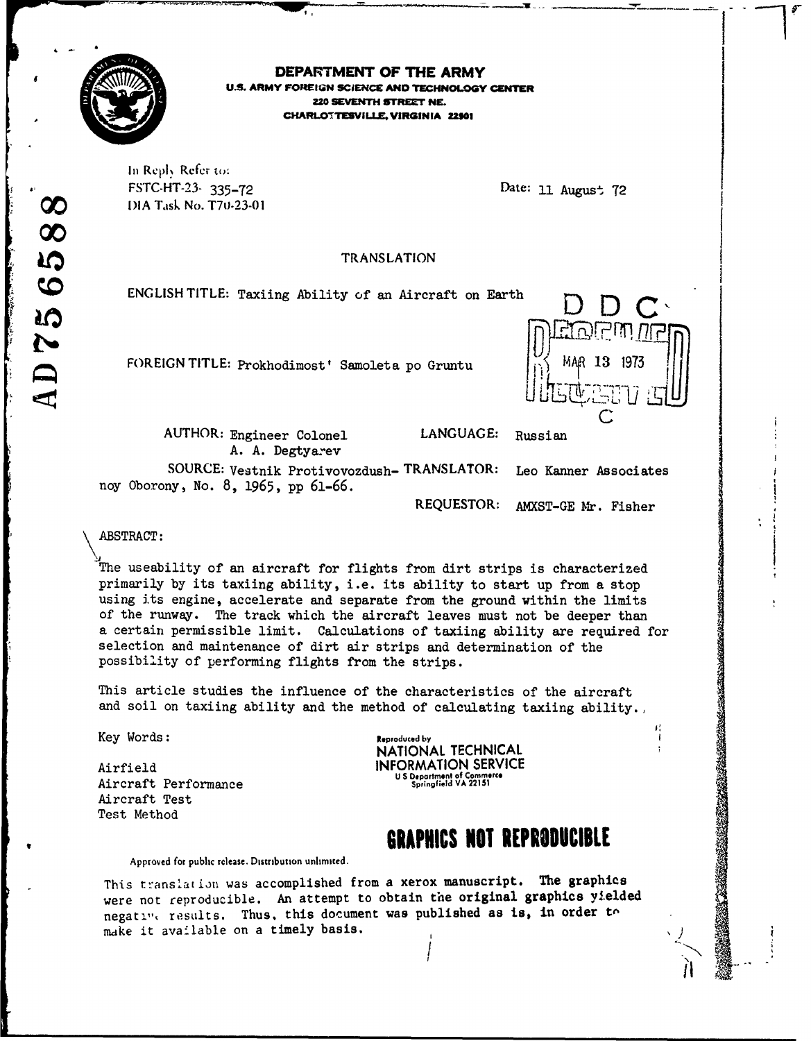# DEPARTMENT OF THE ARMY

**U.S. ARMY FOREIGN SCIENCE AND TECHNOLOGY CENTER**
**220 SEVENTH STREET NE.**
**CHARLOTTESVILLE, VIRGINIA 22901**

AD 756588

In Reply Refer to:
FSTC-HT-23- 335-72
DIA Task No. T70-23-01

Date: 11 August 72

TRANSLATION

ENGLISH TITLE: Taxiing Ability of an Aircraft on Earth

FOREIGN TITLE: Prokhodimost' Samoleta po Gruntu

DDC
MAR 13 1973
C

AUTHOR: Engineer Colonel A. A. Degtyarev

LANGUAGE: Russian

SOURCE: Vestnik Protivovozdushnoy Oborony, No. 8, 1965, pp 61-66.

TRANSLATOR: Leo Kanner Associates

REQUESTOR: AMXST-GE Mr. Fisher

ABSTRACT:

The useability of an aircraft for flights from dirt strips is characterized primarily by its taxiing ability, i.e. its ability to start up from a stop using its engine, accelerate and separate from the ground within the limits of the runway. The track which the aircraft leaves must not be deeper than a certain permissible limit. Calculations of taxiing ability are required for selection and maintenance of dirt air strips and determination of the possibility of performing flights from the strips.

This article studies the influence of the characteristics of the aircraft and soil on taxiing ability and the method of calculating taxiing ability.

Key Words:

Airfield
Aircraft Performance
Aircraft Test
Test Method

Reproduced by
NATIONAL TECHNICAL INFORMATION SERVICE
U S Department of Commerce
Springfield VA 22151

**GRAPHICS NOT REPRODUCIBLE**

Approved for public release. Distribution unlimited.

This translation was accomplished from a xerox manuscript. The graphics were not reproducible. An attempt to obtain the original graphics yielded negative results. Thus, this document was published as is, in order to make it available on a timely basis.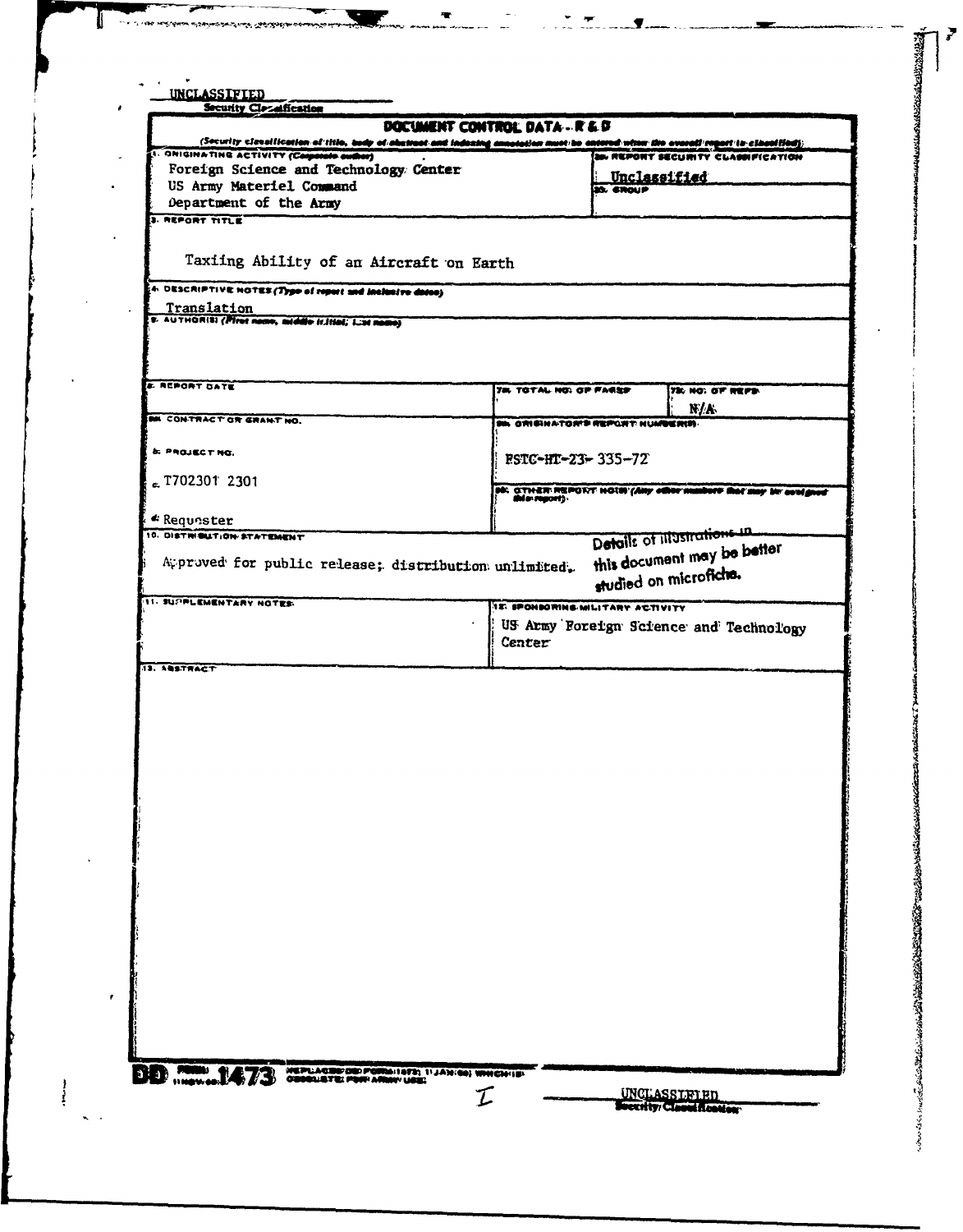UNCLASSIFIED

Security Classification

## DOCUMENT CONTROL DATA - R & D

*(Security classification of title, body of abstract and indexing annotation must be entered when the overall report is classified)*

| | |
|---|---|
| 1. ORIGINATING ACTIVITY (Corporate author) Foreign Science and Technology Center US Army Materiel Command Department of the Army | 2a. REPORT SECURITY CLASSIFICATION Unclassified |
| | 2b. GROUP |

**3. REPORT TITLE**

Taxiing Ability of an Aircraft on Earth

**4. DESCRIPTIVE NOTES** (Type of report and inclusive dates)

Translation

**5. AUTHOR(S)** (First name, middle initial, last name)

| | | |
|---|---|---|
| 6. REPORT DATE | 7a. TOTAL NO. OF PAGES | 7b. NO. OF REFS N/A |
| 8a. CONTRACT OR GRANT NO. | 9a. ORIGINATOR'S REPORT NUMBER(S) | |
| b. PROJECT NO. | FSTC-HT-23- 335-72 | |
| c. T702301 2301 | 9b. OTHER REPORT NO(S) (Any other numbers that may be assigned this report) | |
| d. Requester | | |

**10. DISTRIBUTION STATEMENT**

Approved for public release; distribution unlimited.

Details of illustrations in this document may be better studied on microfiche.

| | |
|---|---|
| 11. SUPPLEMENTARY NOTES | 12. SPONSORING MILITARY ACTIVITY US Army Foreign Science and Technology Center |

**13. ABSTRACT**

DD FORM 1 NOV 65 1473 REPLACES DD FORM 1473, 1 JAN 64, WHICH IS OBSOLETE FOR ARMY USE.

I

UNCLASSIFIED

Security Classification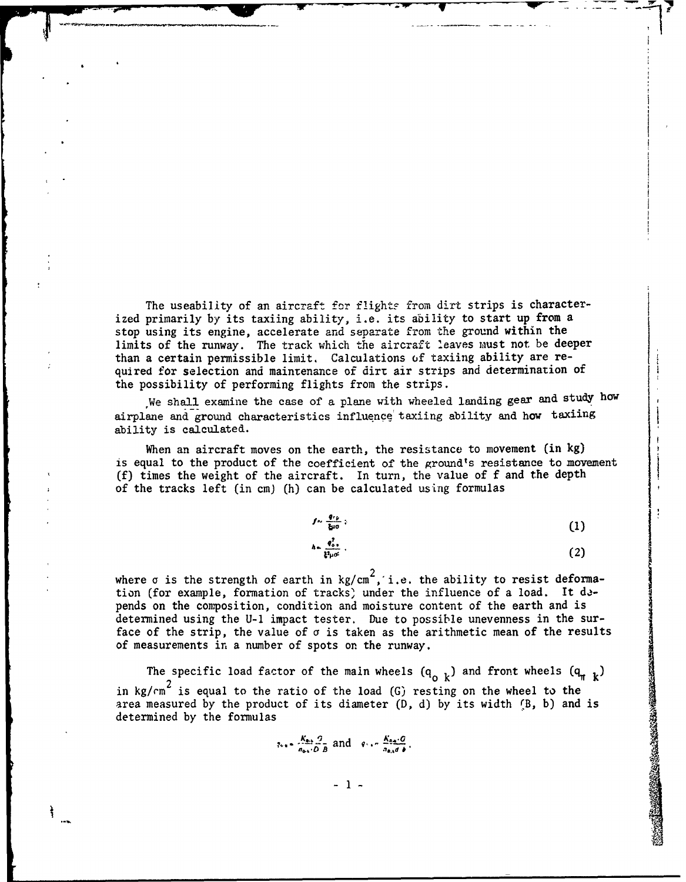The useability of an aircraft for flights from dirt strips is characterized primarily by its taxiing ability, i.e. its ability to start up from a stop using its engine, accelerate and separate from the ground within the limits of the runway. The track which the aircraft leaves must not be deeper than a certain permissible limit. Calculations of taxiing ability are required for selection and maintenance of dirt air strips and determination of the possibility of performing flights from the strips.

We shall examine the case of a plane with wheeled landing gear and study how airplane and ground characteristics influence taxiing ability and how taxiing ability is calculated.

When an aircraft moves on the earth, the resistance to movement (in kg) is equal to the product of the coefficient of the ground's resistance to movement (f) times the weight of the aircraft. In turn, the value of f and the depth of the tracks left (in cm) (h) can be calculated using formulas

$$f = \frac{q_{rp}}{8\mu\sigma}; \tag{1}$$

$$h = \frac{q_{o\,k}^2}{8^2\mu\sigma^2}. \tag{2}$$

where $\sigma$ is the strength of earth in kg/cm$^2$, i.e. the ability to resist deformation (for example, formation of tracks) under the influence of a load. It depends on the composition, condition and moisture content of the earth and is determined using the U-1 impact tester. Due to possible unevenness in the surface of the strip, the value of $\sigma$ is taken as the arithmetic mean of the results of measurements in a number of spots on the runway.

The specific load factor of the main wheels ($q_{o\,k}$) and front wheels ($q_{\pi\,k}$) in kg/cm$^2$ is equal to the ratio of the load (G) resting on the wheel to the area measured by the product of its diameter (D, d) by its width (B, b) and is determined by the formulas

$$q_{o\,k} = \frac{K_{o\,k} \cdot G}{n_{o\,k} \cdot D \cdot B} \text{ and } q_{\pi\,k} = \frac{K_{\pi\,k} \cdot G}{n_{\pi\,k} \cdot d \cdot b}.$$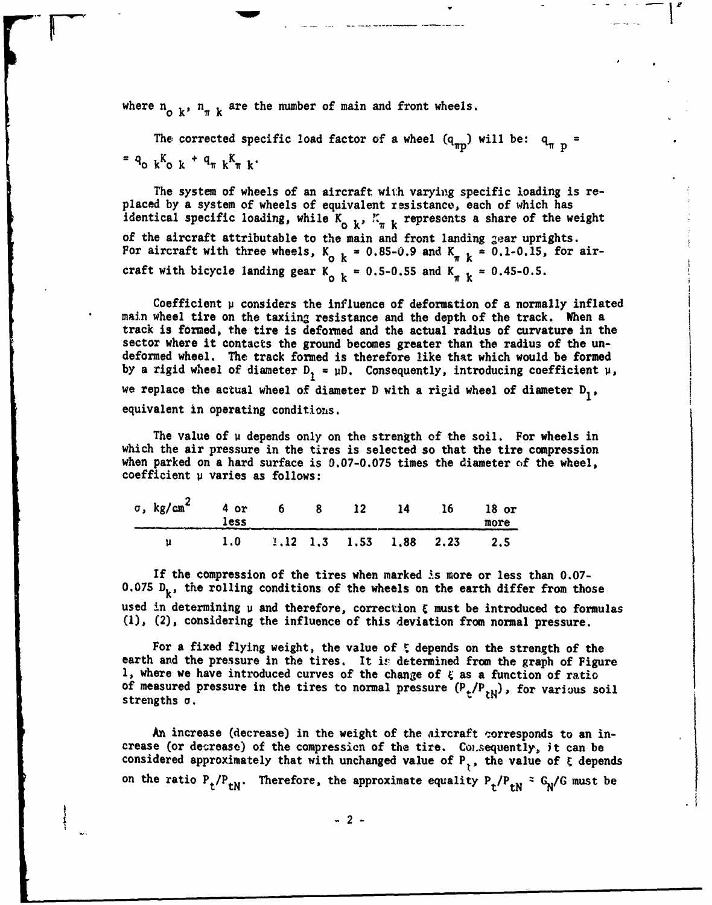where $n_{o\ k}$, $n_{\pi\ k}$ are the number of main and front wheels.

The corrected specific load factor of a wheel ($q_{\pi p}$) will be: $q_{\pi\ p} = q_{o\ k}K_{o\ k} + q_{\pi\ k}K_{\pi\ k}$.

The system of wheels of an aircraft with varying specific loading is replaced by a system of wheels of equivalent resistance, each of which has identical specific loading, while $K_{o\ k}$, $K_{\pi\ k}$ represents a share of the weight of the aircraft attributable to the main and front landing gear uprights. For aircraft with three wheels, $K_{o\ k} = 0.85\text{-}0.9$ and $K_{\pi\ k} = 0.1\text{-}0.15$, for aircraft with bicycle landing gear $K_{o\ k} = 0.5\text{-}0.55$ and $K_{\pi\ k} = 0.45\text{-}0.5$.

Coefficient $\mu$ considers the influence of deformation of a normally inflated main wheel tire on the taxiing resistance and the depth of the track. When a track is formed, the tire is deformed and the actual radius of curvature in the sector where it contacts the ground becomes greater than the radius of the undeformed wheel. The track formed is therefore like that which would be formed by a rigid wheel of diameter $D_1 = \mu D$. Consequently, introducing coefficient $\mu$, we replace the actual wheel of diameter D with a rigid wheel of diameter $D_1$, equivalent in operating conditions.

The value of $\mu$ depends only on the strength of the soil. For wheels in which the air pressure in the tires is selected so that the tire compression when parked on a hard surface is 0.07-0.075 times the diameter of the wheel, coefficient $\mu$ varies as follows:

| $\sigma$, kg/cm$^2$ | 4 or less | 6 | 8 | 12 | 14 | 16 | 18 or more |
|---|---|---|---|---|---|---|---|
| $\mu$ | 1.0 | 1.12 | 1.3 | 1.53 | 1.88 | 2.23 | 2.5 |

If the compression of the tires when marked is more or less than 0.07-0.075 $D_k$, the rolling conditions of the wheels on the earth differ from those used in determining $\mu$ and therefore, correction $\xi$ must be introduced to formulas (1), (2), considering the influence of this deviation from normal pressure.

For a fixed flying weight, the value of $\xi$ depends on the strength of the earth and the pressure in the tires. It is determined from the graph of Figure 1, where we have introduced curves of the change of $\xi$ as a function of ratio of measured pressure in the tires to normal pressure ($P_t/P_{tN}$), for various soil strengths $\sigma$.

An increase (decrease) in the weight of the aircraft corresponds to an increase (or decrease) of the compression of the tire. Consequently, it can be considered approximately that with unchanged value of $P_t$, the value of $\xi$ depends on the ratio $P_t/P_{tN}$. Therefore, the approximate equality $P_t/P_{tN} \approx G_N/G$ must be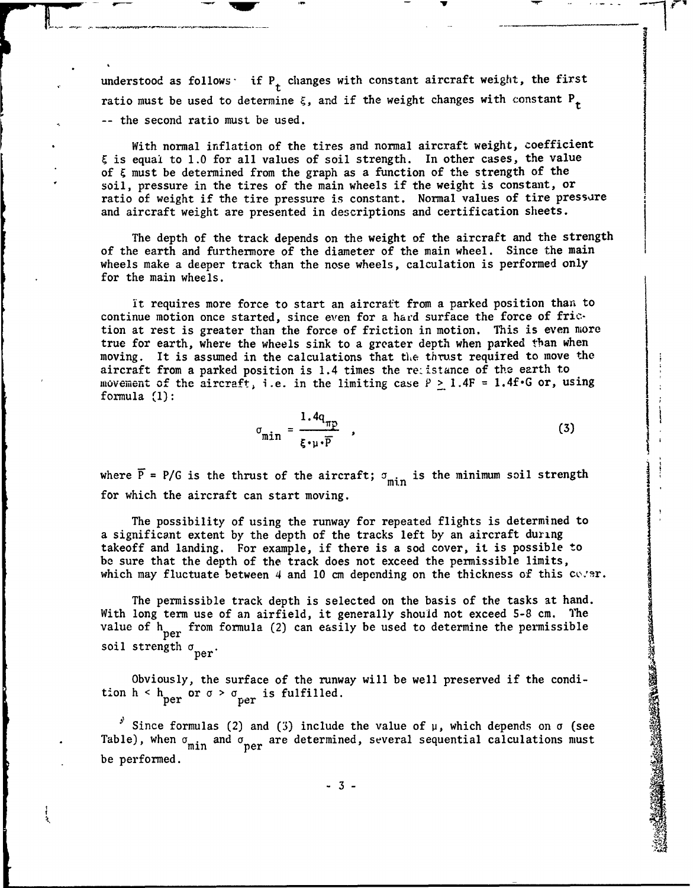understood as follows: if $P_t$ changes with constant aircraft weight, the first ratio must be used to determine $\xi$, and if the weight changes with constant $P_t$ -- the second ratio must be used.

With normal inflation of the tires and normal aircraft weight, coefficient $\xi$ is equal to 1.0 for all values of soil strength. In other cases, the value of $\xi$ must be determined from the graph as a function of the strength of the soil, pressure in the tires of the main wheels if the weight is constant, or ratio of weight if the tire pressure is constant. Normal values of tire pressure and aircraft weight are presented in descriptions and certification sheets.

The depth of the track depends on the weight of the aircraft and the strength of the earth and furthermore of the diameter of the main wheel. Since the main wheels make a deeper track than the nose wheels, calculation is performed only for the main wheels.

It requires more force to start an aircraft from a parked position than to continue motion once started, since even for a hard surface the force of friction at rest is greater than the force of friction in motion. This is even more true for earth, where the wheels sink to a greater depth when parked than when moving. It is assumed in the calculations that the thrust required to move the aircraft from a parked position is 1.4 times the resistance of the earth to movement of the aircraft, i.e. in the limiting case $P \geq 1.4F = 1.4f \cdot G$ or, using formula (1):

$$\sigma_{min} = \frac{1.4q_{\pi p}}{\xi \cdot \mu \cdot \overline{P}} , \tag{3}$$

where $\overline{P} = P/G$ is the thrust of the aircraft; $\sigma_{min}$ is the minimum soil strength for which the aircraft can start moving.

The possibility of using the runway for repeated flights is determined to a significant extent by the depth of the tracks left by an aircraft during takeoff and landing. For example, if there is a sod cover, it is possible to be sure that the depth of the track does not exceed the permissible limits, which may fluctuate between 4 and 10 cm depending on the thickness of this cover.

The permissible track depth is selected on the basis of the tasks at hand. With long term use of an airfield, it generally should not exceed 5-8 cm. The value of $h_{per}$ from formula (2) can easily be used to determine the permissible soil strength $\sigma_{per}$.

Obviously, the surface of the runway will be well preserved if the condition $h < h_{per}$ or $\sigma > \sigma_{per}$ is fulfilled.

Since formulas (2) and (3) include the value of $\mu$, which depends on $\sigma$ (see Table), when $\sigma_{min}$ and $\sigma_{per}$ are determined, several sequential calculations must be performed.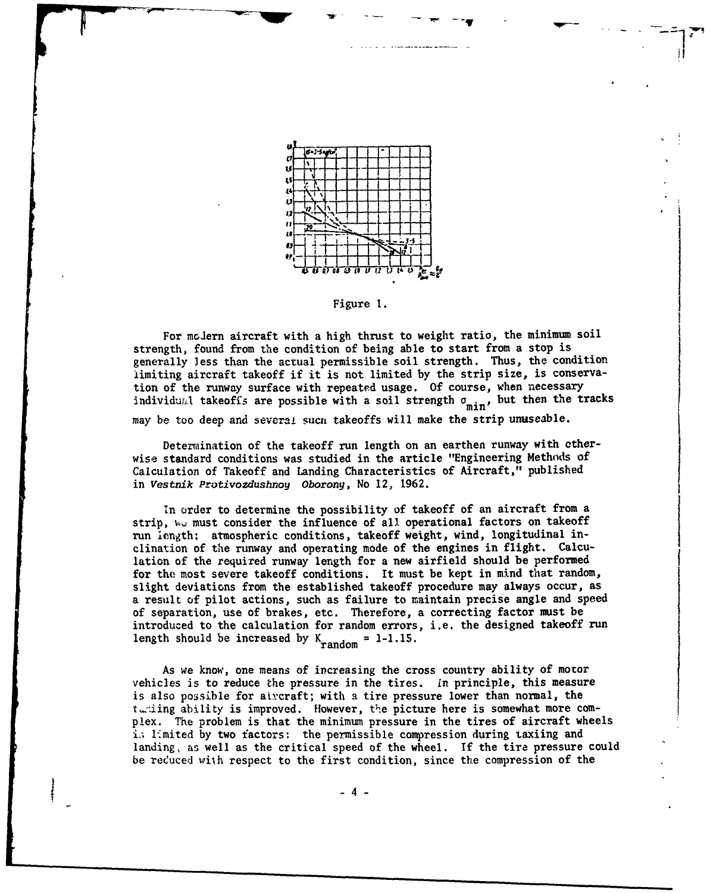Figure 1.

For modern aircraft with a high thrust to weight ratio, the minimum soil strength, found from the condition of being able to start from a stop is generally less than the actual permissible soil strength. Thus, the condition limiting aircraft takeoff if it is not limited by the strip size, is conservation of the runway surface with repeated usage. Of course, when necessary individual takeoffs are possible with a soil strength $\sigma_{min}$, but then the tracks may be too deep and several such takeoffs will make the strip unuseable.

Determination of the takeoff run length on an earthen runway with otherwise standard conditions was studied in the article "Engineering Methods of Calculation of Takeoff and Landing Characteristics of Aircraft," published in *Vestnik Protivozdushnoy Oborony*, No 12, 1962.

In order to determine the possibility of takeoff of an aircraft from a strip, we must consider the influence of all operational factors on takeoff run length: atmospheric conditions, takeoff weight, wind, longitudinal inclination of the runway and operating mode of the engines in flight. Calculation of the required runway length for a new airfield should be performed for the most severe takeoff conditions. It must be kept in mind that random, slight deviations from the established takeoff procedure may always occur, as a result of pilot actions, such as failure to maintain precise angle and speed of separation, use of brakes, etc. Therefore, a correcting factor must be introduced to the calculation for random errors, i.e. the designed takeoff run length should be increased by $K_{random}$ = 1-1.15.

As we know, one means of increasing the cross country ability of motor vehicles is to reduce the pressure in the tires. In principle, this measure is also possible for aircraft; with a tire pressure lower than normal, the taxiing ability is improved. However, the picture here is somewhat more complex. The problem is that the minimum pressure in the tires of aircraft wheels is limited by two factors: the permissible compression during taxiing and landing, as well as the critical speed of the wheel. If the tire pressure could be reduced with respect to the first condition, since the compression of the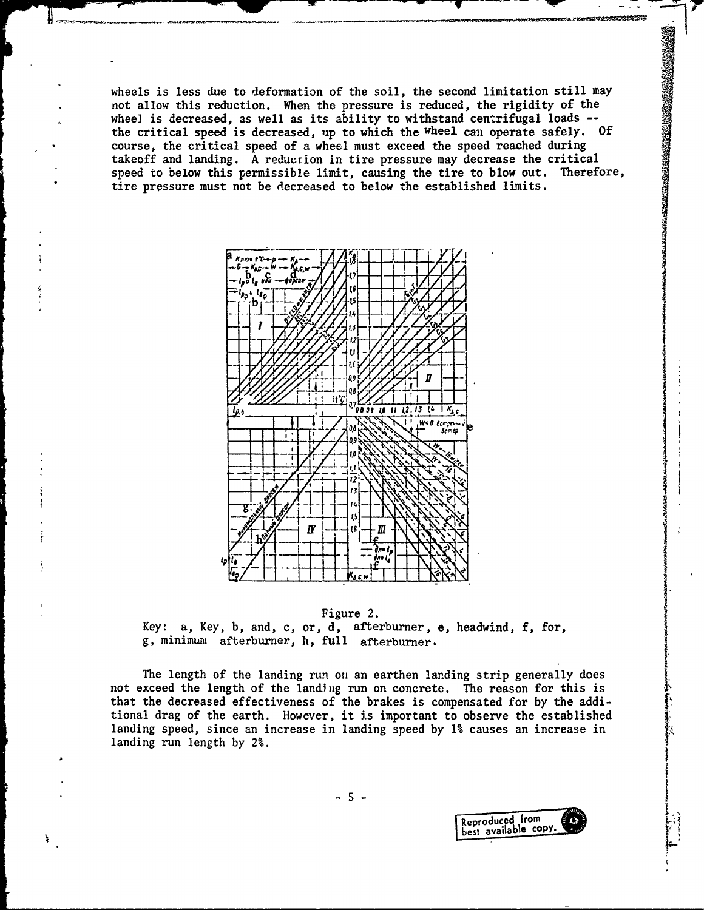wheels is less due to deformation of the soil, the second limitation still may not allow this reduction. When the pressure is reduced, the rigidity of the wheel is decreased, as well as its ability to withstand centrifugal loads -- the critical speed is decreased, up to which the wheel can operate safely. Of course, the critical speed of a wheel must exceed the speed reached during takeoff and landing. A reduction in tire pressure may decrease the critical speed to below this permissible limit, causing the tire to blow out. Therefore, tire pressure must not be decreased to below the established limits.

Figure 2.

Key: a, Key, b, and, c, or, d, afterburner, e, headwind, f, for, g, minimum afterburner, h, full afterburner.

The length of the landing run on an earthen landing strip generally does not exceed the length of the landing run on concrete. The reason for this is that the decreased effectiveness of the brakes is compensated for by the additional drag of the earth. However, it is important to observe the established landing speed, since an increase in landing speed by 1% causes an increase in landing run length by 2%.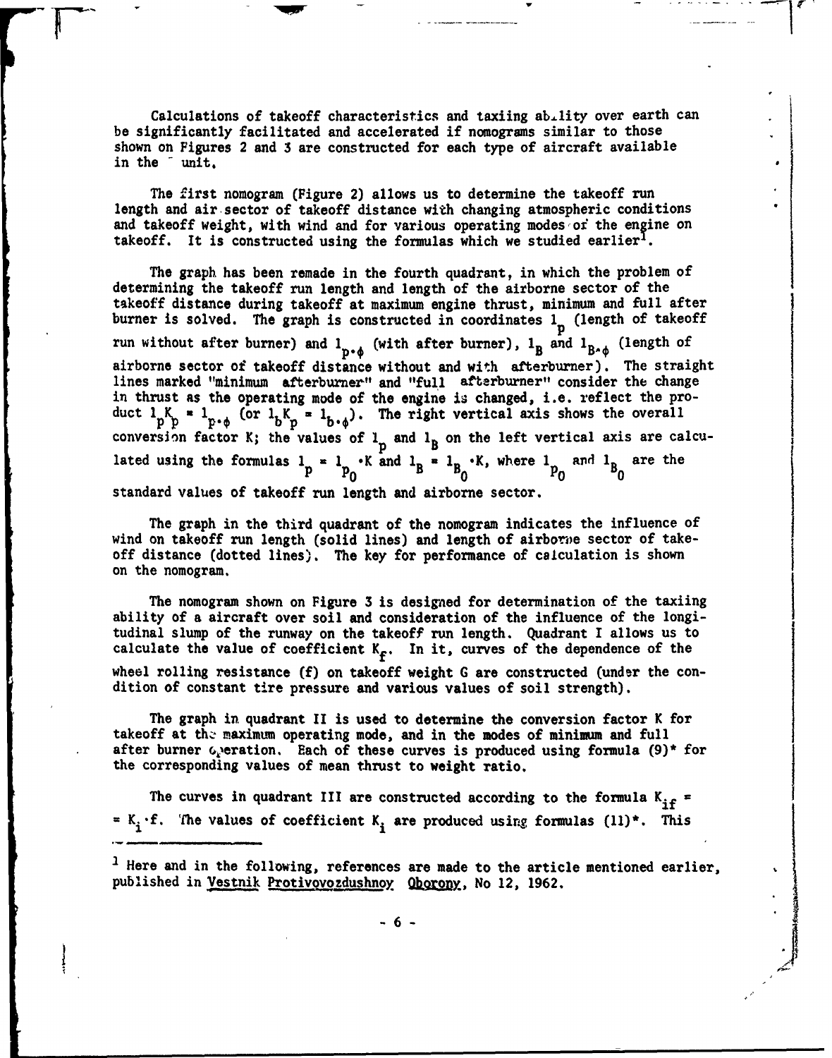Calculations of takeoff characteristics and taxiing ability over earth can be significantly facilitated and accelerated if nomograms similar to those shown on Figures 2 and 3 are constructed for each type of aircraft available in the unit.

The first nomogram (Figure 2) allows us to determine the takeoff run length and air sector of takeoff distance with changing atmospheric conditions and takeoff weight, with wind and for various operating modes of the engine on takeoff. It is constructed using the formulas which we studied earlier[1].

The graph has been remade in the fourth quadrant, in which the problem of determining the takeoff run length and length of the airborne sector of the takeoff distance during takeoff at maximum engine thrust, minimum and full after burner is solved. The graph is constructed in coordinates $l_p$ (length of takeoff run without after burner) and $l_{p \cdot \phi}$ (with after burner), $l_B$ and $l_{B \cdot \phi}$ (length of airborne sector of takeoff distance without and with afterburner). The straight lines marked "minimum afterburner" and "full afterburner" consider the change in thrust as the operating mode of the engine is changed, i.e. reflect the product $l_p K_p = l_{p \cdot \phi}$ (or $l_b K_p = l_{b \cdot \phi}$). The right vertical axis shows the overall conversion factor K; the values of $l_p$ and $l_B$ on the left vertical axis are calculated using the formulas $l_p = l_{p_0} \cdot K$ and $l_B = l_{B_0} \cdot K$, where $l_{p_0}$ and $l_{B_0}$ are the standard values of takeoff run length and airborne sector.

The graph in the third quadrant of the nomogram indicates the influence of wind on takeoff run length (solid lines) and length of airborne sector of takeoff distance (dotted lines). The key for performance of calculation is shown on the nomogram.

The nomogram shown on Figure 3 is designed for determination of the taxiing ability of a aircraft over soil and consideration of the influence of the longitudinal slump of the runway on the takeoff run length. Quadrant I allows us to calculate the value of coefficient $K_f$. In it, curves of the dependence of the wheel rolling resistance (f) on takeoff weight G are constructed (under the condition of constant tire pressure and various values of soil strength).

The graph in quadrant II is used to determine the conversion factor K for takeoff at the maximum operating mode, and in the modes of minimum and full after burner operation. Each of these curves is produced using formula (9)* for the corresponding values of mean thrust to weight ratio.

The curves in quadrant III are constructed according to the formula $K_{if} = K_i \cdot f$. The values of coefficient $K_i$ are produced using formulas (11)*. This

[1] Here and in the following, references are made to the article mentioned earlier, published in Vestnik Protivovozdushnoy Oborony, No 12, 1962.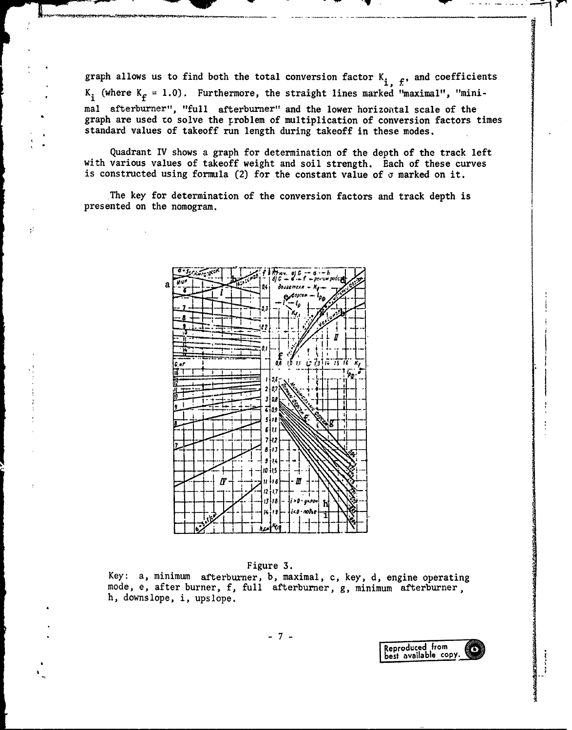graph allows us to find both the total conversion factor $K_{i,f}$, and coefficients $K_i$ (where $K_f = 1.0$). Furthermore, the straight lines marked "maximal", "minimal afterburner", "full afterburner" and the lower horizontal scale of the graph are used to solve the problem of multiplication of conversion factors times standard values of takeoff run length during takeoff in these modes.

Quadrant IV shows a graph for determination of the depth of the track left with various values of takeoff weight and soil strength. Each of these curves is constructed using formula (2) for the constant value of $\sigma$ marked on it.

The key for determination of the conversion factors and track depth is presented on the nomogram.

Figure 3.
Key: a, minimum afterburner, b, maximal, c, key, d, engine operating mode, e, after burner, f, full afterburner, g, minimum afterburner, h, downslope, i, upslope.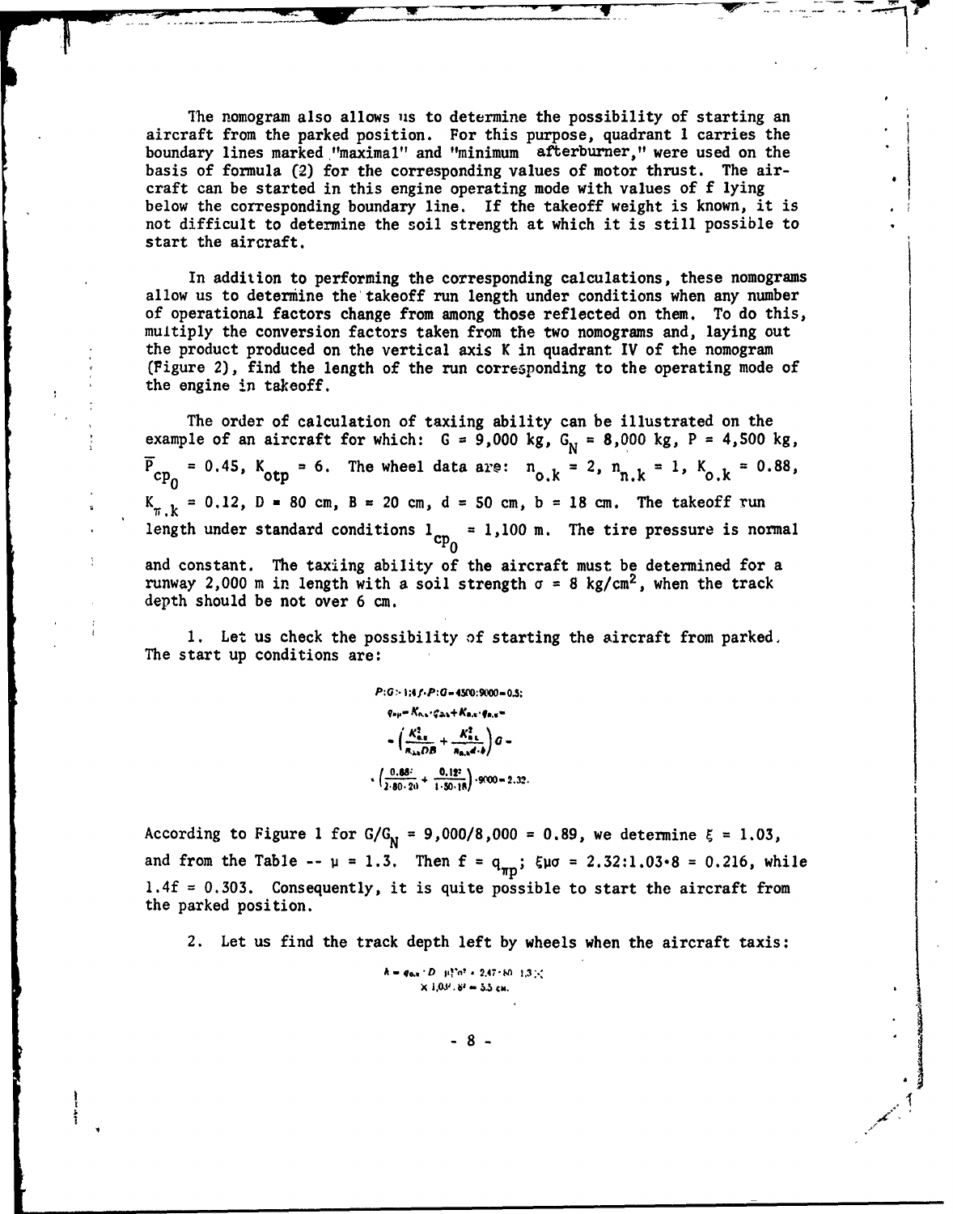The nomogram also allows us to determine the possibility of starting an aircraft from the parked position. For this purpose, quadrant 1 carries the boundary lines marked "maximal" and "minimum afterburner," were used on the basis of formula (2) for the corresponding values of motor thrust. The aircraft can be started in this engine operating mode with values of f lying below the corresponding boundary line. If the takeoff weight is known, it is not difficult to determine the soil strength at which it is still possible to start the aircraft.

In addition to performing the corresponding calculations, these nomograms allow us to determine the takeoff run length under conditions when any number of operational factors change from among those reflected on them. To do this, multiply the conversion factors taken from the two nomograms and, laying out the product produced on the vertical axis K in quadrant IV of the nomogram (Figure 2), find the length of the run corresponding to the operating mode of the engine in takeoff.

The order of calculation of taxiing ability can be illustrated on the example of an aircraft for which: $G = 9{,}000$ kg, $G_N = 8{,}000$ kg, $P = 4{,}500$ kg, $\overline{P}_{cp_0} = 0.45$, $K_{otp} = 6$. The wheel data are: $n_{o.k} = 2$, $n_{n.k} = 1$, $K_{o.k} = 0.88$, $K_{\pi.k} = 0.12$, $D = 80$ cm, $B = 20$ cm, $d = 50$ cm, $b = 18$ cm. The takeoff run length under standard conditions $l_{cp_0} = 1{,}100$ m. The tire pressure is normal and constant. The taxiing ability of the aircraft must be determined for a runway 2,000 m in length with a soil strength $\sigma = 8$ kg/cm$^2$, when the track depth should be not over 6 cm.

1. Let us check the possibility of starting the aircraft from parked. The start up conditions are:

$$P:G > 1.4f \cdot P:G = 4500:9000 = 0.5;$$

$$q_{\pi p} = K_{o.k} \cdot q_{o.k} + K_{n.k} \cdot q_{n.k} = \left(\frac{K_{o.k}^2}{n_{o.k} DB} + \frac{K_{n.k}^2}{n_{n.k} d \cdot b}\right) G = \left(\frac{0.88^2}{2 \cdot 80 \cdot 20} + \frac{0.12^2}{1 \cdot 50 \cdot 18}\right) \cdot 9000 = 2.32.$$

According to Figure 1 for $G/G_N = 9{,}000/8{,}000 = 0.89$, we determine $\xi = 1.03$, and from the Table -- $\mu = 1.3$. Then $f = q_{\pi p}$; $\xi\mu\sigma = 2.32:1.03 \cdot 8 = 0.216$, while $1.4f = 0.303$. Consequently, it is quite possible to start the aircraft from the parked position.

2. Let us find the track depth left by wheels when the aircraft taxis:

$$h = q_{o.k} \cdot D \; \mu \xi^n \sigma^2 = 2.47 \cdot 80 \; 1.3 \times 1.03^2 \cdot 8^2 = 5.5 \text{ cm}.$$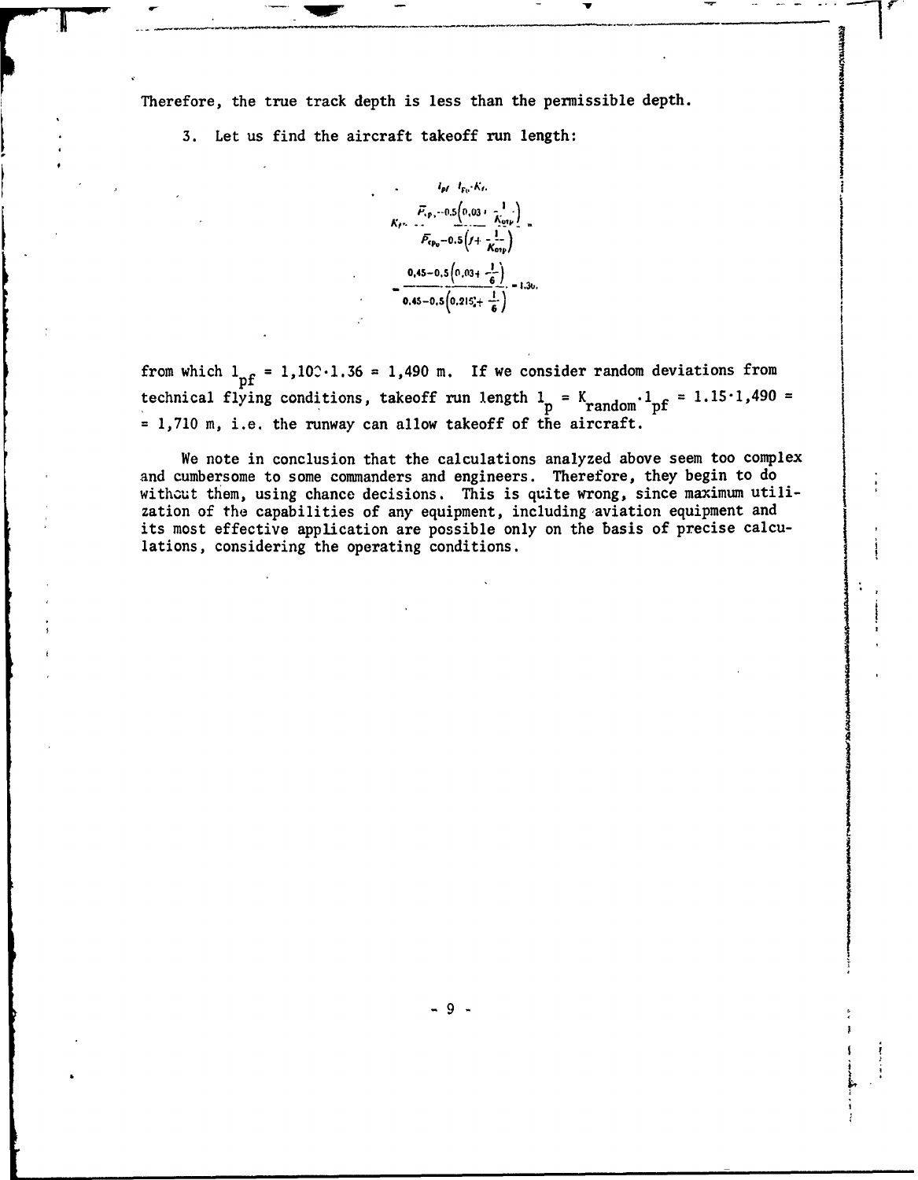Therefore, the true track depth is less than the permissible depth.

3. Let us find the aircraft takeoff run length:

$$l_{pf} = l_{p_0} \cdot K_f,$$

$$K_f = \frac{\bar{P}_{cp_0} - 0.5\left(0{,}03 + \frac{1}{K_{otp}}\right)}{\bar{P}_{cp_0} - 0.5\left(f + \frac{1}{K_{otp}}\right)} =$$

$$= \frac{0{,}45 - 0{,}5\left(0{,}03 + \frac{1}{6}\right)}{0{,}45 - 0{,}5\left(0{,}215 + \frac{1}{6}\right)} = 1{,}36.$$

from which $l_{pf}$ = 1,100·1.36 = 1,490 m. If we consider random deviations from technical flying conditions, takeoff run length $l_p = K_{random} \cdot l_{pf}$ = 1.15·1,490 = = 1,710 m, i.e. the runway can allow takeoff of the aircraft.

We note in conclusion that the calculations analyzed above seem too complex and cumbersome to some commanders and engineers. Therefore, they begin to do without them, using chance decisions. This is quite wrong, since maximum utilization of the capabilities of any equipment, including aviation equipment and its most effective application are possible only on the basis of precise calculations, considering the operating conditions.